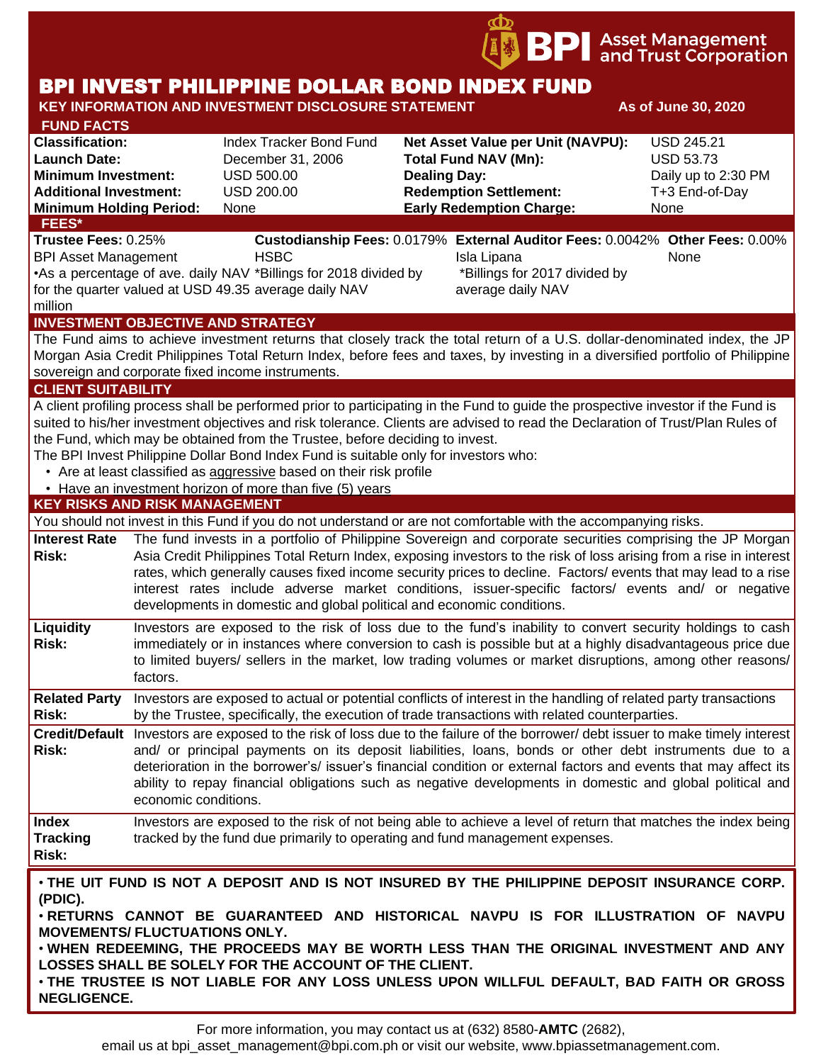BPI Asset Management and Trust Corporation

# BPI INVEST PHILIPPINE DOLLAR BOND INDEX FUND

**KEY INFORMATION AND INVESTMENT DISCLOSURE STATEMENT** **As of June 30, 2020**

## FUND FACTS

| | | | |
|---|---|---|---|
| **Classification:** | Index Tracker Bond Fund | **Net Asset Value per Unit (NAVPU):** | USD 245.21 |
| **Launch Date:** | December 31, 2006 | **Total Fund NAV (Mn):** | USD 53.73 |
| **Minimum Investment:** | USD 500.00 | **Dealing Day:** | Daily up to 2:30 PM |
| **Additional Investment:** | USD 200.00 | **Redemption Settlement:** | T+3 End-of-Day |
| **Minimum Holding Period:** | None | **Early Redemption Charge:** | None |

## FEES*

| **Trustee Fees:** 0.25% | **Custodianship Fees:** 0.0179% | **External Auditor Fees:** 0.0042% | **Other Fees:** 0.00% |
|---|---|---|---|
| BPI Asset Management | HSBC | Isla Lipana | None |
| •As a percentage of ave. daily NAV for the quarter valued at USD 49.35 million | *Billings for 2018 divided by average daily NAV | *Billings for 2017 divided by average daily NAV | |

## INVESTMENT OBJECTIVE AND STRATEGY

The Fund aims to achieve investment returns that closely track the total return of a U.S. dollar-denominated index, the JP Morgan Asia Credit Philippines Total Return Index, before fees and taxes, by investing in a diversified portfolio of Philippine sovereign and corporate fixed income instruments.

## CLIENT SUITABILITY

A client profiling process shall be performed prior to participating in the Fund to guide the prospective investor if the Fund is suited to his/her investment objectives and risk tolerance. Clients are advised to read the Declaration of Trust/Plan Rules of the Fund, which may be obtained from the Trustee, before deciding to invest.

The BPI Invest Philippine Dollar Bond Index Fund is suitable only for investors who:

- Are at least classified as aggressive based on their risk profile
- Have an investment horizon of more than five (5) years

## KEY RISKS AND RISK MANAGEMENT

You should not invest in this Fund if you do not understand or are not comfortable with the accompanying risks.

| | |
|---|---|
| **Interest Rate Risk:** | The fund invests in a portfolio of Philippine Sovereign and corporate securities comprising the JP Morgan Asia Credit Philippines Total Return Index, exposing investors to the risk of loss arising from a rise in interest rates, which generally causes fixed income security prices to decline. Factors/ events that may lead to a rise interest rates include adverse market conditions, issuer-specific factors/ events and/ or negative developments in domestic and global political and economic conditions. |
| **Liquidity Risk:** | Investors are exposed to the risk of loss due to the fund's inability to convert security holdings to cash immediately or in instances where conversion to cash is possible but at a highly disadvantageous price due to limited buyers/ sellers in the market, low trading volumes or market disruptions, among other reasons/ factors. |
| **Related Party Risk:** | Investors are exposed to actual or potential conflicts of interest in the handling of related party transactions by the Trustee, specifically, the execution of trade transactions with related counterparties. |
| **Credit/Default Risk:** | Investors are exposed to the risk of loss due to the failure of the borrower/ debt issuer to make timely interest and/ or principal payments on its deposit liabilities, loans, bonds or other debt instruments due to a deterioration in the borrower's/ issuer's financial condition or external factors and events that may affect its ability to repay financial obligations such as negative developments in domestic and global political and economic conditions. |
| **Index Tracking Risk:** | Investors are exposed to the risk of not being able to achieve a level of return that matches the index being tracked by the fund due primarily to operating and fund management expenses. |

**• THE UIT FUND IS NOT A DEPOSIT AND IS NOT INSURED BY THE PHILIPPINE DEPOSIT INSURANCE CORP. (PDIC).**

**• RETURNS CANNOT BE GUARANTEED AND HISTORICAL NAVPU IS FOR ILLUSTRATION OF NAVPU MOVEMENTS/ FLUCTUATIONS ONLY.**

**• WHEN REDEEMING, THE PROCEEDS MAY BE WORTH LESS THAN THE ORIGINAL INVESTMENT AND ANY LOSSES SHALL BE SOLELY FOR THE ACCOUNT OF THE CLIENT.**

**• THE TRUSTEE IS NOT LIABLE FOR ANY LOSS UNLESS UPON WILLFUL DEFAULT, BAD FAITH OR GROSS NEGLIGENCE.**

For more information, you may contact us at (632) 8580-**AMTC** (2682), email us at bpi_asset_management@bpi.com.ph or visit our website, www.bpiassetmanagement.com.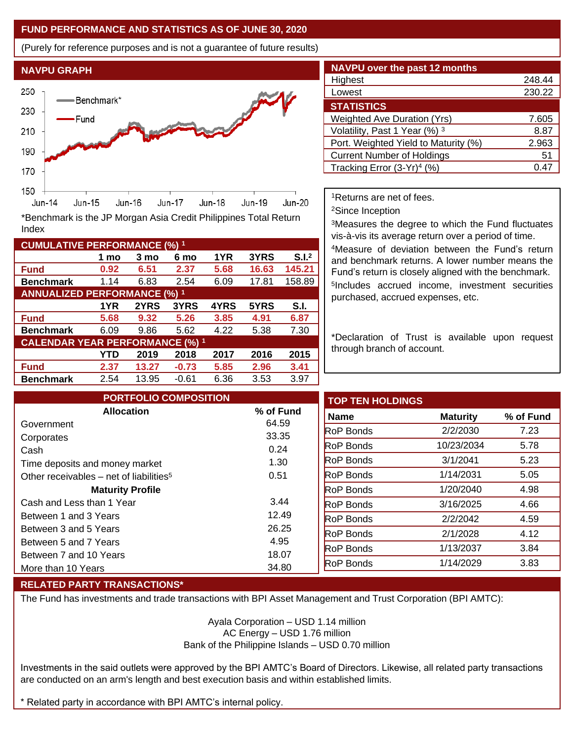## FUND PERFORMANCE AND STATISTICS AS OF JUNE 30, 2020

(Purely for reference purposes and is not a guarantee of future results)

### NAVPU GRAPH

*Benchmark is the JP Morgan Asia Credit Philippines Total Return Index

### NAVPU over the past 12 months

| | |
|---|---|
| Highest | 248.44 |
| Lowest | 230.22 |

### STATISTICS

| | |
|---|---|
| Weighted Ave Duration (Yrs) | 7.605 |
| Volatility, Past 1 Year (%) [3] | 8.87 |
| Port. Weighted Yield to Maturity (%) | 2.963 |
| Current Number of Holdings | 51 |
| Tracking Error (3-Yr)[4] (%) | 0.47 |

### CUMULATIVE PERFORMANCE (%) [1]

| | 1 mo | 3 mo | 6 mo | 1YR | 3YRS | S.I.[2] |
|---|---|---|---|---|---|---|
| **Fund** | 0.92 | 6.51 | 2.37 | 5.68 | 16.63 | 145.21 |
| **Benchmark** | 1.14 | 6.83 | 2.54 | 6.09 | 17.81 | 158.89 |

### ANNUALIZED PERFORMANCE (%) [1]

| | 1YR | 2YRS | 3YRS | 4YRS | 5YRS | S.I. |
|---|---|---|---|---|---|---|
| **Fund** | 5.68 | 9.32 | 5.26 | 3.85 | 4.91 | 6.87 |
| **Benchmark** | 6.09 | 9.86 | 5.62 | 4.22 | 5.38 | 7.30 |

### CALENDAR YEAR PERFORMANCE (%) [1]

| | YTD | 2019 | 2018 | 2017 | 2016 | 2015 |
|---|---|---|---|---|---|---|
| **Fund** | 2.37 | 13.27 | -0.73 | 5.85 | 2.96 | 3.41 |
| **Benchmark** | 2.54 | 13.95 | -0.61 | 6.36 | 3.53 | 3.97 |

[1]Returns are net of fees.

[2]Since Inception

[3]Measures the degree to which the Fund fluctuates vis-à-vis its average return over a period of time.

[4]Measure of deviation between the Fund's return and benchmark returns. A lower number means the Fund's return is closely aligned with the benchmark.

[5]Includes accrued income, investment securities purchased, accrued expenses, etc.

*Declaration of Trust is available upon request through branch of account.

### PORTFOLIO COMPOSITION

| Allocation | % of Fund |
|---|---|
| Government | 64.59 |
| Corporates | 33.35 |
| Cash | 0.24 |
| Time deposits and money market | 1.30 |
| Other receivables – net of liabilities[5] | 0.51 |
| **Maturity Profile** | |
| Cash and Less than 1 Year | 3.44 |
| Between 1 and 3 Years | 12.49 |
| Between 3 and 5 Years | 26.25 |
| Between 5 and 7 Years | 4.95 |
| Between 7 and 10 Years | 18.07 |
| More than 10 Years | 34.80 |

### TOP TEN HOLDINGS

| Name | Maturity | % of Fund |
|---|---|---|
| RoP Bonds | 2/2/2030 | 7.23 |
| RoP Bonds | 10/23/2034 | 5.78 |
| RoP Bonds | 3/1/2041 | 5.23 |
| RoP Bonds | 1/14/2031 | 5.05 |
| RoP Bonds | 1/20/2040 | 4.98 |
| RoP Bonds | 3/16/2025 | 4.66 |
| RoP Bonds | 2/2/2042 | 4.59 |
| RoP Bonds | 2/1/2028 | 4.12 |
| RoP Bonds | 1/13/2037 | 3.84 |
| RoP Bonds | 1/14/2029 | 3.83 |

### RELATED PARTY TRANSACTIONS*

The Fund has investments and trade transactions with BPI Asset Management and Trust Corporation (BPI AMTC):

Ayala Corporation – USD 1.14 million
AC Energy – USD 1.76 million
Bank of the Philippine Islands – USD 0.70 million

Investments in the said outlets were approved by the BPI AMTC's Board of Directors. Likewise, all related party transactions are conducted on an arm's length and best execution basis and within established limits.

\* Related party in accordance with BPI AMTC's internal policy.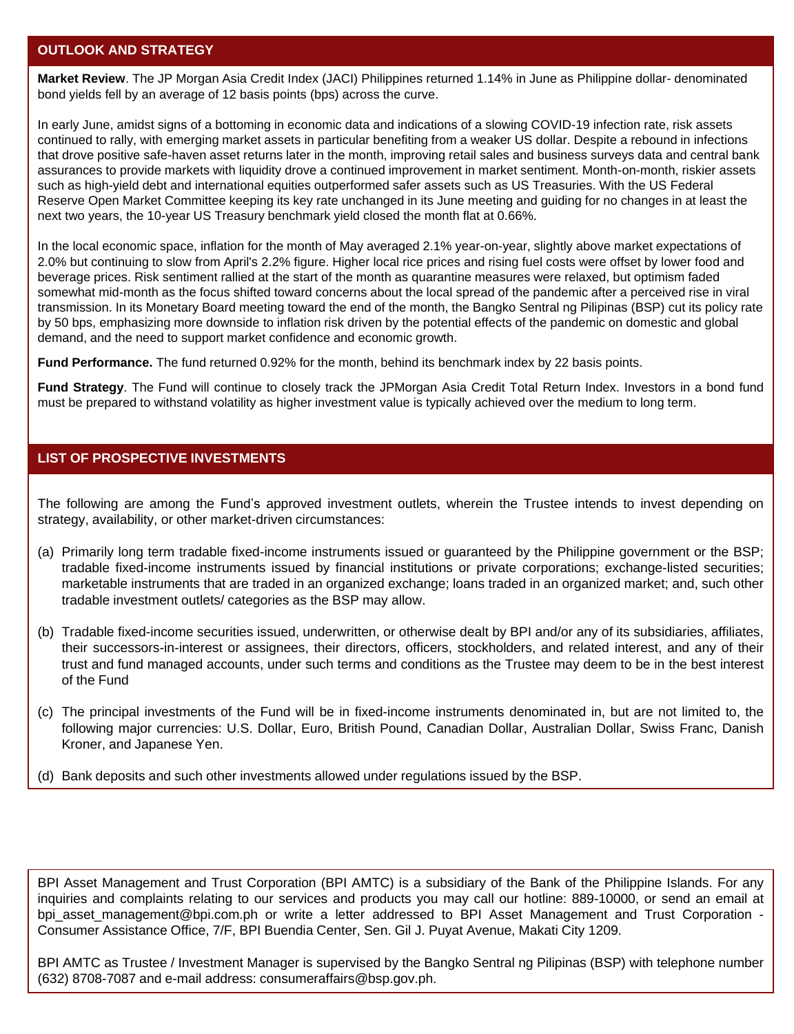## OUTLOOK AND STRATEGY

**Market Review**. The JP Morgan Asia Credit Index (JACI) Philippines returned 1.14% in June as Philippine dollar- denominated bond yields fell by an average of 12 basis points (bps) across the curve.

In early June, amidst signs of a bottoming in economic data and indications of a slowing COVID-19 infection rate, risk assets continued to rally, with emerging market assets in particular benefiting from a weaker US dollar. Despite a rebound in infections that drove positive safe-haven asset returns later in the month, improving retail sales and business surveys data and central bank assurances to provide markets with liquidity drove a continued improvement in market sentiment. Month-on-month, riskier assets such as high-yield debt and international equities outperformed safer assets such as US Treasuries. With the US Federal Reserve Open Market Committee keeping its key rate unchanged in its June meeting and guiding for no changes in at least the next two years, the 10-year US Treasury benchmark yield closed the month flat at 0.66%.

In the local economic space, inflation for the month of May averaged 2.1% year-on-year, slightly above market expectations of 2.0% but continuing to slow from April's 2.2% figure. Higher local rice prices and rising fuel costs were offset by lower food and beverage prices. Risk sentiment rallied at the start of the month as quarantine measures were relaxed, but optimism faded somewhat mid-month as the focus shifted toward concerns about the local spread of the pandemic after a perceived rise in viral transmission. In its Monetary Board meeting toward the end of the month, the Bangko Sentral ng Pilipinas (BSP) cut its policy rate by 50 bps, emphasizing more downside to inflation risk driven by the potential effects of the pandemic on domestic and global demand, and the need to support market confidence and economic growth.

**Fund Performance.** The fund returned 0.92% for the month, behind its benchmark index by 22 basis points.

**Fund Strategy**. The Fund will continue to closely track the JPMorgan Asia Credit Total Return Index. Investors in a bond fund must be prepared to withstand volatility as higher investment value is typically achieved over the medium to long term.

## LIST OF PROSPECTIVE INVESTMENTS

The following are among the Fund's approved investment outlets, wherein the Trustee intends to invest depending on strategy, availability, or other market-driven circumstances:

(a) Primarily long term tradable fixed-income instruments issued or guaranteed by the Philippine government or the BSP; tradable fixed-income instruments issued by financial institutions or private corporations; exchange-listed securities; marketable instruments that are traded in an organized exchange; loans traded in an organized market; and, such other tradable investment outlets/ categories as the BSP may allow.

(b) Tradable fixed-income securities issued, underwritten, or otherwise dealt by BPI and/or any of its subsidiaries, affiliates, their successors-in-interest or assignees, their directors, officers, stockholders, and related interest, and any of their trust and fund managed accounts, under such terms and conditions as the Trustee may deem to be in the best interest of the Fund

(c) The principal investments of the Fund will be in fixed-income instruments denominated in, but are not limited to, the following major currencies: U.S. Dollar, Euro, British Pound, Canadian Dollar, Australian Dollar, Swiss Franc, Danish Kroner, and Japanese Yen.

(d) Bank deposits and such other investments allowed under regulations issued by the BSP.

BPI Asset Management and Trust Corporation (BPI AMTC) is a subsidiary of the Bank of the Philippine Islands. For any inquiries and complaints relating to our services and products you may call our hotline: 889-10000, or send an email at bpi_asset_management@bpi.com.ph or write a letter addressed to BPI Asset Management and Trust Corporation - Consumer Assistance Office, 7/F, BPI Buendia Center, Sen. Gil J. Puyat Avenue, Makati City 1209.

BPI AMTC as Trustee / Investment Manager is supervised by the Bangko Sentral ng Pilipinas (BSP) with telephone number (632) 8708-7087 and e-mail address: consumeraffairs@bsp.gov.ph.